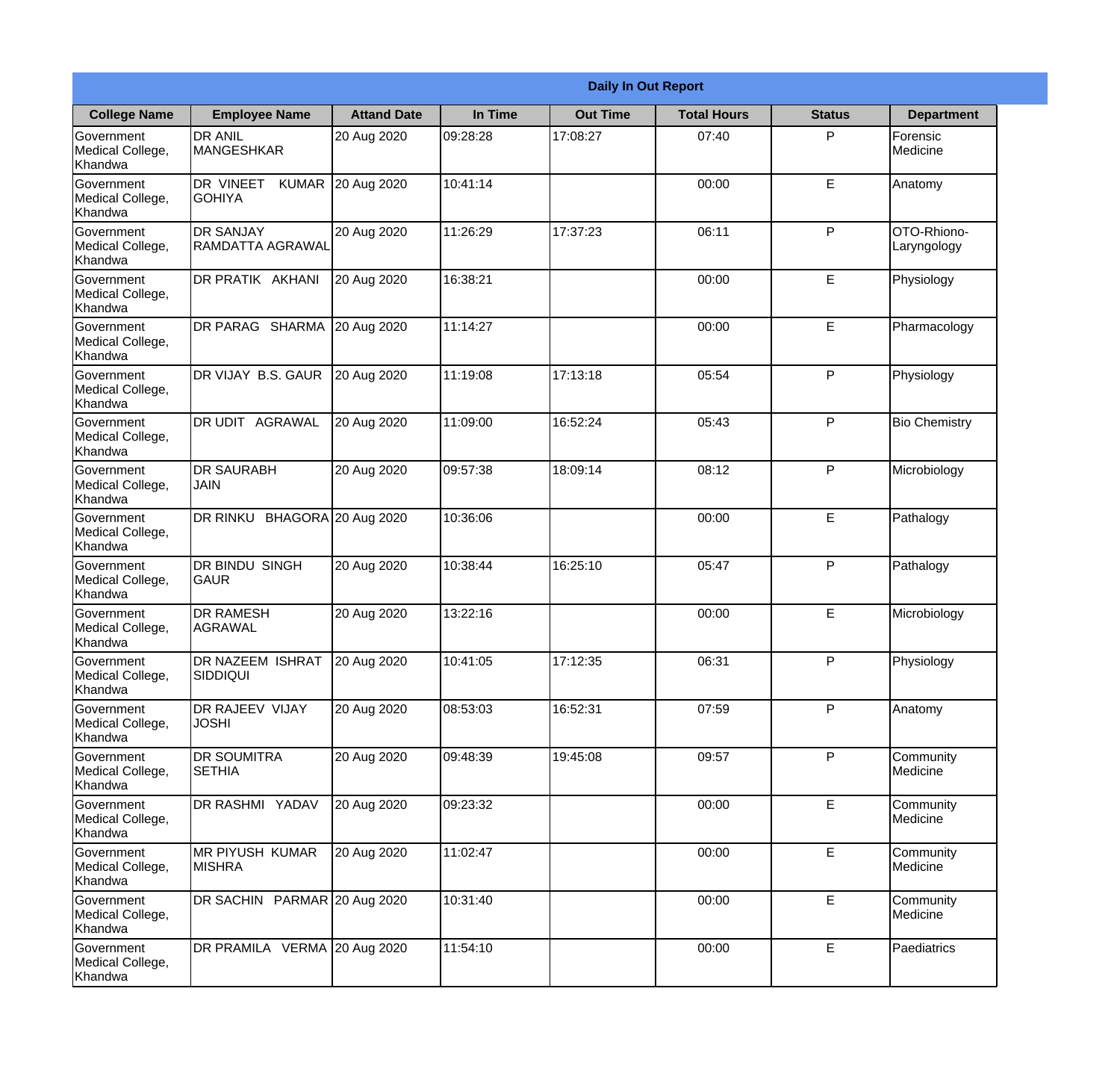**Daily In Out Report**

| College Name | Employee Name | Attand Date | In Time | Out Time | Total Hours | Status | Department |
|---|---|---|---|---|---|---|---|
| Government Medical College, Khandwa | DR ANIL MANGESHKAR | 20 Aug 2020 | 09:28:28 | 17:08:27 | 07:40 | P | Forensic Medicine |
| Government Medical College, Khandwa | DR VINEET KUMAR GOHIYA | 20 Aug 2020 | 10:41:14 | | 00:00 | E | Anatomy |
| Government Medical College, Khandwa | DR SANJAY RAMDATTA AGRAWAL | 20 Aug 2020 | 11:26:29 | 17:37:23 | 06:11 | P | OTO-Rhiono-Laryngology |
| Government Medical College, Khandwa | DR PRATIK AKHANI | 20 Aug 2020 | 16:38:21 | | 00:00 | E | Physiology |
| Government Medical College, Khandwa | DR PARAG SHARMA | 20 Aug 2020 | 11:14:27 | | 00:00 | E | Pharmacology |
| Government Medical College, Khandwa | DR VIJAY B.S. GAUR | 20 Aug 2020 | 11:19:08 | 17:13:18 | 05:54 | P | Physiology |
| Government Medical College, Khandwa | DR UDIT AGRAWAL | 20 Aug 2020 | 11:09:00 | 16:52:24 | 05:43 | P | Bio Chemistry |
| Government Medical College, Khandwa | DR SAURABH JAIN | 20 Aug 2020 | 09:57:38 | 18:09:14 | 08:12 | P | Microbiology |
| Government Medical College, Khandwa | DR RINKU BHAGORA | 20 Aug 2020 | 10:36:06 | | 00:00 | E | Pathalogy |
| Government Medical College, Khandwa | DR BINDU SINGH GAUR | 20 Aug 2020 | 10:38:44 | 16:25:10 | 05:47 | P | Pathalogy |
| Government Medical College, Khandwa | DR RAMESH AGRAWAL | 20 Aug 2020 | 13:22:16 | | 00:00 | E | Microbiology |
| Government Medical College, Khandwa | DR NAZEEM ISHRAT SIDDIQUI | 20 Aug 2020 | 10:41:05 | 17:12:35 | 06:31 | P | Physiology |
| Government Medical College, Khandwa | DR RAJEEV VIJAY JOSHI | 20 Aug 2020 | 08:53:03 | 16:52:31 | 07:59 | P | Anatomy |
| Government Medical College, Khandwa | DR SOUMITRA SETHIA | 20 Aug 2020 | 09:48:39 | 19:45:08 | 09:57 | P | Community Medicine |
| Government Medical College, Khandwa | DR RASHMI YADAV | 20 Aug 2020 | 09:23:32 | | 00:00 | E | Community Medicine |
| Government Medical College, Khandwa | MR PIYUSH KUMAR MISHRA | 20 Aug 2020 | 11:02:47 | | 00:00 | E | Community Medicine |
| Government Medical College, Khandwa | DR SACHIN PARMAR | 20 Aug 2020 | 10:31:40 | | 00:00 | E | Community Medicine |
| Government Medical College, Khandwa | DR PRAMILA VERMA | 20 Aug 2020 | 11:54:10 | | 00:00 | E | Paediatrics |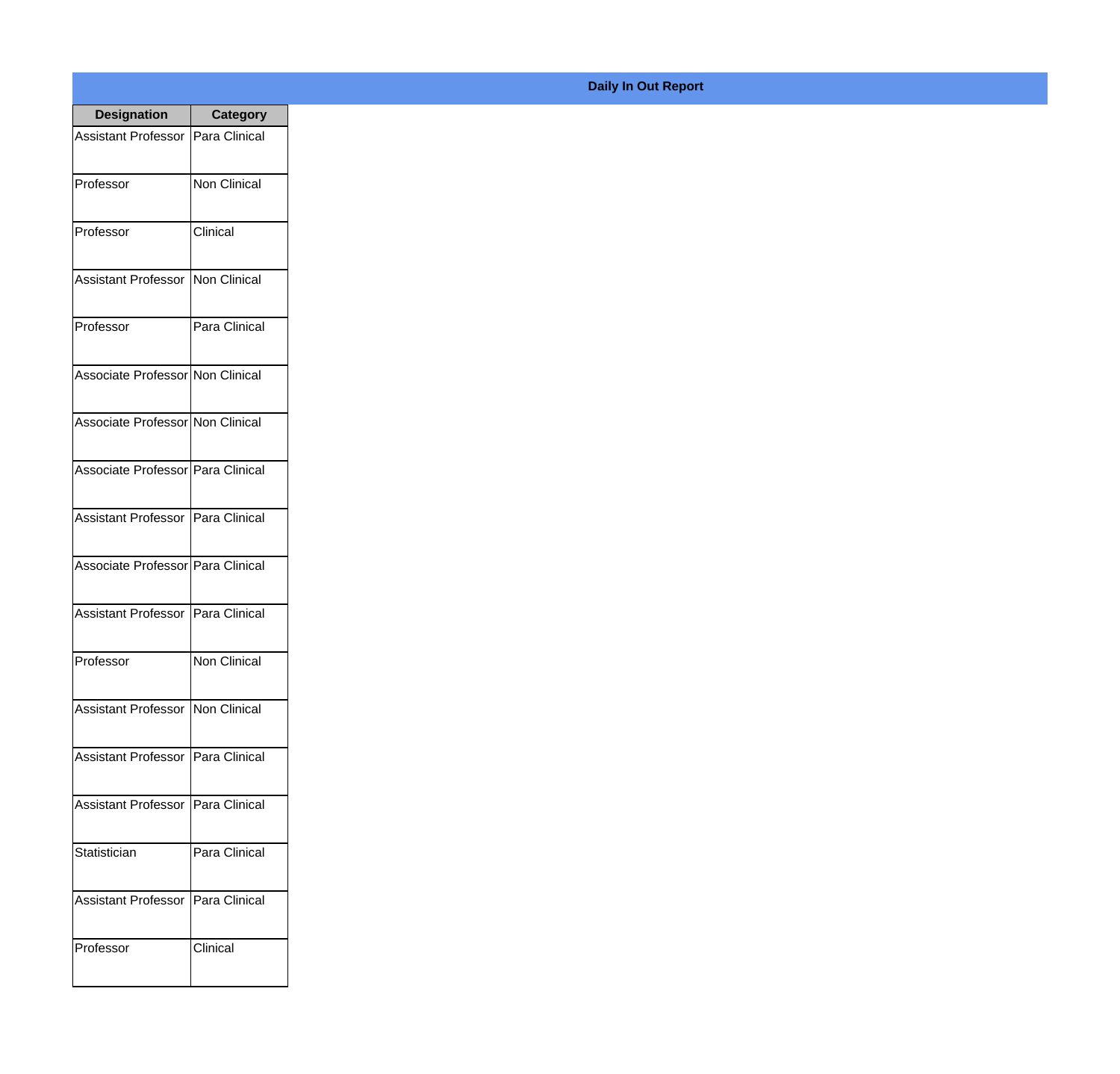## Daily In Out Report

| Designation | Category |
|---|---|
| Assistant Professor | Para Clinical |
| Professor | Non Clinical |
| Professor | Clinical |
| Assistant Professor | Non Clinical |
| Professor | Para Clinical |
| Associate Professor | Non Clinical |
| Associate Professor | Non Clinical |
| Associate Professor | Para Clinical |
| Assistant Professor | Para Clinical |
| Associate Professor | Para Clinical |
| Assistant Professor | Para Clinical |
| Professor | Non Clinical |
| Assistant Professor | Non Clinical |
| Assistant Professor | Para Clinical |
| Assistant Professor | Para Clinical |
| Statistician | Para Clinical |
| Assistant Professor | Para Clinical |
| Professor | Clinical |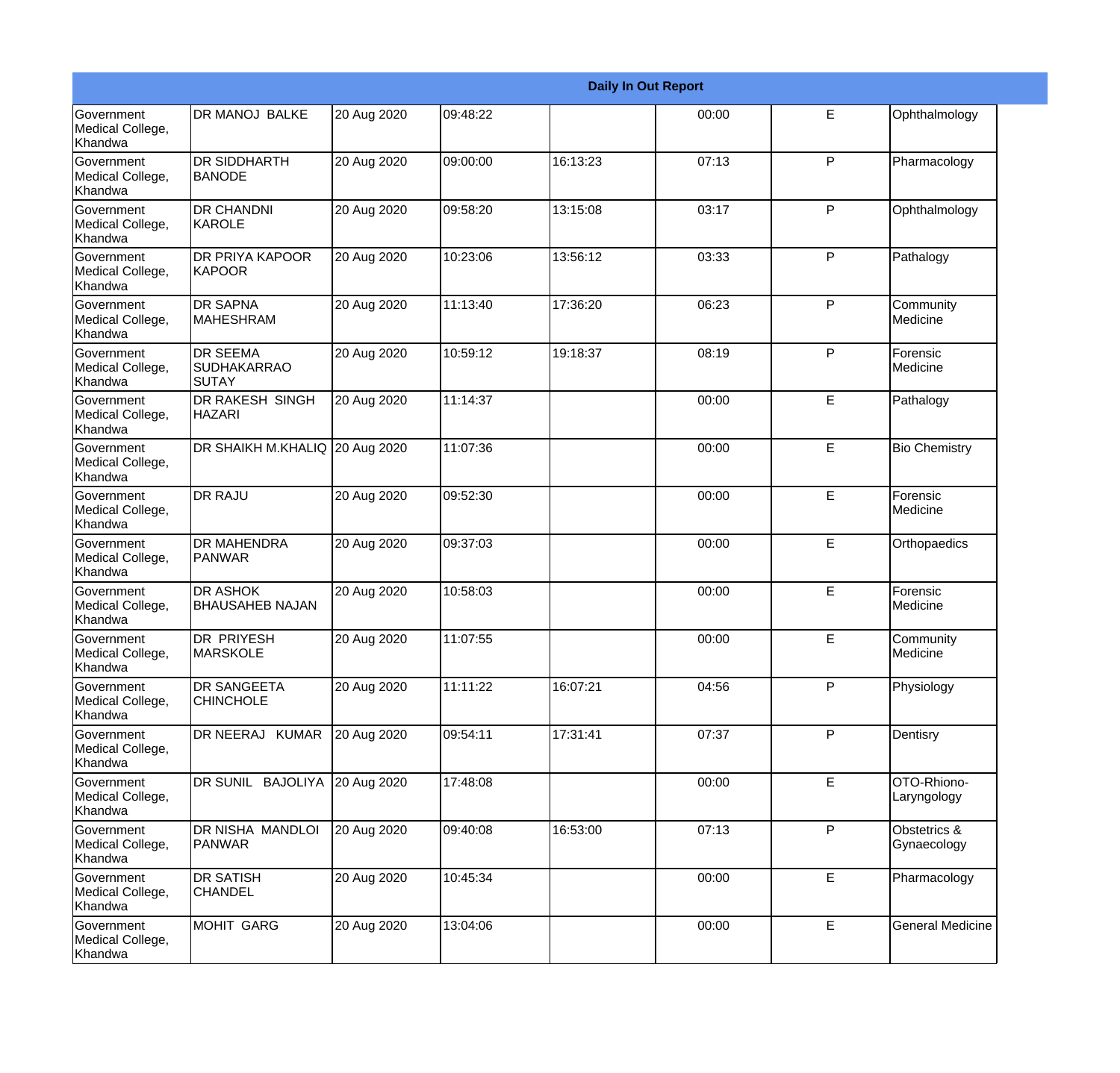| Daily In Out Report | | | | | | | |
|---|---|---|---|---|---|---|---|
| Government Medical College, Khandwa | DR MANOJ BALKE | 20 Aug 2020 | 09:48:22 | | 00:00 | E | Ophthalmology |
| Government Medical College, Khandwa | DR SIDDHARTH BANODE | 20 Aug 2020 | 09:00:00 | 16:13:23 | 07:13 | P | Pharmacology |
| Government Medical College, Khandwa | DR CHANDNI KAROLE | 20 Aug 2020 | 09:58:20 | 13:15:08 | 03:17 | P | Ophthalmology |
| Government Medical College, Khandwa | DR PRIYA KAPOOR KAPOOR | 20 Aug 2020 | 10:23:06 | 13:56:12 | 03:33 | P | Pathalogy |
| Government Medical College, Khandwa | DR SAPNA MAHESHRAM | 20 Aug 2020 | 11:13:40 | 17:36:20 | 06:23 | P | Community Medicine |
| Government Medical College, Khandwa | DR SEEMA SUDHAKARRAO SUTAY | 20 Aug 2020 | 10:59:12 | 19:18:37 | 08:19 | P | Forensic Medicine |
| Government Medical College, Khandwa | DR RAKESH SINGH HAZARI | 20 Aug 2020 | 11:14:37 | | 00:00 | E | Pathalogy |
| Government Medical College, Khandwa | DR SHAIKH M.KHALIQ | 20 Aug 2020 | 11:07:36 | | 00:00 | E | Bio Chemistry |
| Government Medical College, Khandwa | DR RAJU | 20 Aug 2020 | 09:52:30 | | 00:00 | E | Forensic Medicine |
| Government Medical College, Khandwa | DR MAHENDRA PANWAR | 20 Aug 2020 | 09:37:03 | | 00:00 | E | Orthopaedics |
| Government Medical College, Khandwa | DR ASHOK BHAUSAHEB NAJAN | 20 Aug 2020 | 10:58:03 | | 00:00 | E | Forensic Medicine |
| Government Medical College, Khandwa | DR PRIYESH MARSKOLE | 20 Aug 2020 | 11:07:55 | | 00:00 | E | Community Medicine |
| Government Medical College, Khandwa | DR SANGEETA CHINCHOLE | 20 Aug 2020 | 11:11:22 | 16:07:21 | 04:56 | P | Physiology |
| Government Medical College, Khandwa | DR NEERAJ KUMAR | 20 Aug 2020 | 09:54:11 | 17:31:41 | 07:37 | P | Dentisry |
| Government Medical College, Khandwa | DR SUNIL BAJOLIYA | 20 Aug 2020 | 17:48:08 | | 00:00 | E | OTO-Rhiono-Laryngology |
| Government Medical College, Khandwa | DR NISHA MANDLOI PANWAR | 20 Aug 2020 | 09:40:08 | 16:53:00 | 07:13 | P | Obstetrics & Gynaecology |
| Government Medical College, Khandwa | DR SATISH CHANDEL | 20 Aug 2020 | 10:45:34 | | 00:00 | E | Pharmacology |
| Government Medical College, Khandwa | MOHIT GARG | 20 Aug 2020 | 13:04:06 | | 00:00 | E | General Medicine |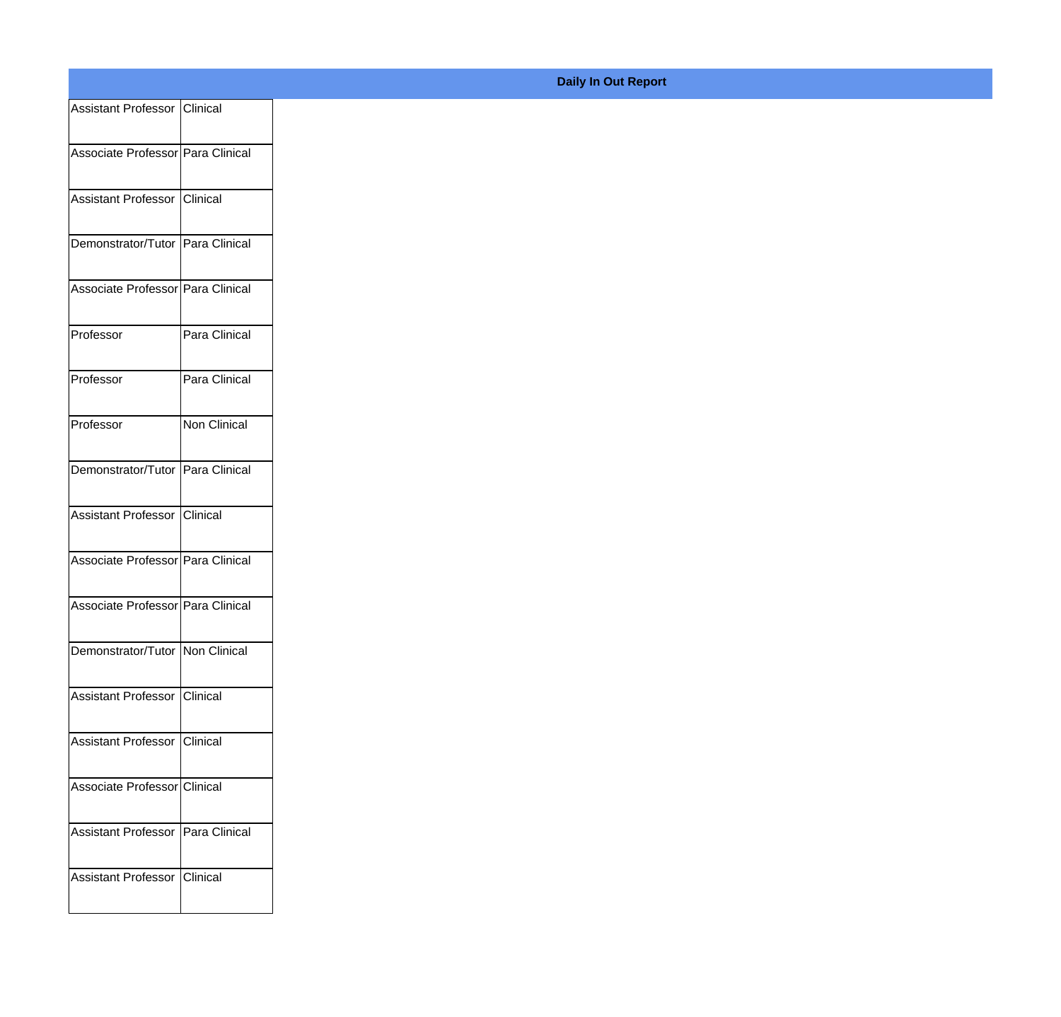**Daily In Out Report**

| | |
|---|---|
| Assistant Professor | Clinical |
| Associate Professor | Para Clinical |
| Assistant Professor | Clinical |
| Demonstrator/Tutor | Para Clinical |
| Associate Professor | Para Clinical |
| Professor | Para Clinical |
| Professor | Para Clinical |
| Professor | Non Clinical |
| Demonstrator/Tutor | Para Clinical |
| Assistant Professor | Clinical |
| Associate Professor | Para Clinical |
| Associate Professor | Para Clinical |
| Demonstrator/Tutor | Non Clinical |
| Assistant Professor | Clinical |
| Assistant Professor | Clinical |
| Associate Professor | Clinical |
| Assistant Professor | Para Clinical |
| Assistant Professor | Clinical |